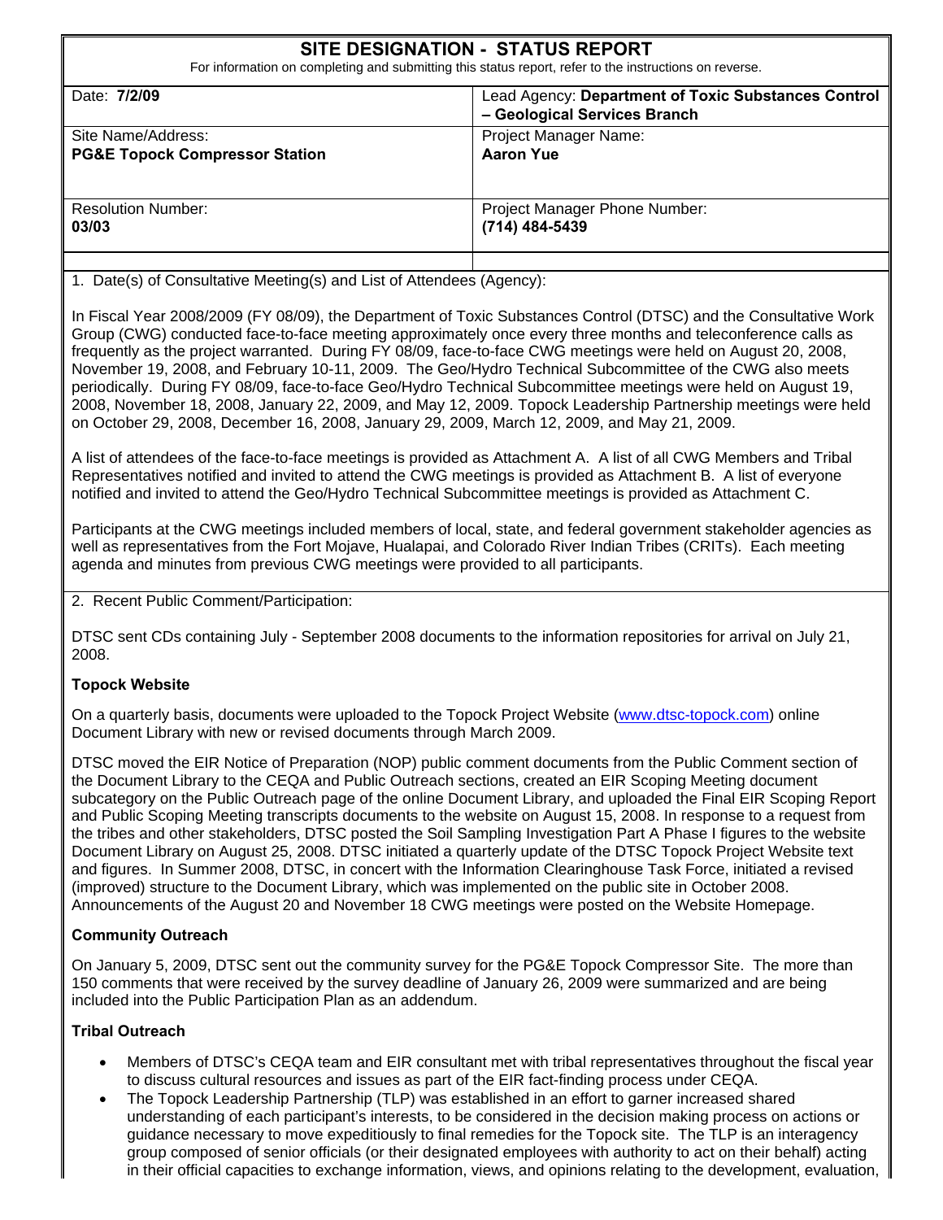# SITE DESIGNATION - STATUS REPORT

For information on completing and submitting this status report, refer to the instructions on reverse.

| | |
|---|---|
| Date: **7/2/09** | Lead Agency: **Department of Toxic Substances Control – Geological Services Branch** |
| Site Name/Address: **PG&E Topock Compressor Station** | Project Manager Name: **Aaron Yue** |
| Resolution Number: **03/03** | Project Manager Phone Number: **(714) 484-5439** |

1. Date(s) of Consultative Meeting(s) and List of Attendees (Agency):

In Fiscal Year 2008/2009 (FY 08/09), the Department of Toxic Substances Control (DTSC) and the Consultative Work Group (CWG) conducted face-to-face meeting approximately once every three months and teleconference calls as frequently as the project warranted. During FY 08/09, face-to-face CWG meetings were held on August 20, 2008, November 19, 2008, and February 10-11, 2009. The Geo/Hydro Technical Subcommittee of the CWG also meets periodically. During FY 08/09, face-to-face Geo/Hydro Technical Subcommittee meetings were held on August 19, 2008, November 18, 2008, January 22, 2009, and May 12, 2009. Topock Leadership Partnership meetings were held on October 29, 2008, December 16, 2008, January 29, 2009, March 12, 2009, and May 21, 2009.

A list of attendees of the face-to-face meetings is provided as Attachment A. A list of all CWG Members and Tribal Representatives notified and invited to attend the CWG meetings is provided as Attachment B. A list of everyone notified and invited to attend the Geo/Hydro Technical Subcommittee meetings is provided as Attachment C.

Participants at the CWG meetings included members of local, state, and federal government stakeholder agencies as well as representatives from the Fort Mojave, Hualapai, and Colorado River Indian Tribes (CRITs). Each meeting agenda and minutes from previous CWG meetings were provided to all participants.

2. Recent Public Comment/Participation:

DTSC sent CDs containing July - September 2008 documents to the information repositories for arrival on July 21, 2008.

**Topock Website**

On a quarterly basis, documents were uploaded to the Topock Project Website (www.dtsc-topock.com) online Document Library with new or revised documents through March 2009.

DTSC moved the EIR Notice of Preparation (NOP) public comment documents from the Public Comment section of the Document Library to the CEQA and Public Outreach sections, created an EIR Scoping Meeting document subcategory on the Public Outreach page of the online Document Library, and uploaded the Final EIR Scoping Report and Public Scoping Meeting transcripts documents to the website on August 15, 2008. In response to a request from the tribes and other stakeholders, DTSC posted the Soil Sampling Investigation Part A Phase I figures to the website Document Library on August 25, 2008. DTSC initiated a quarterly update of the DTSC Topock Project Website text and figures. In Summer 2008, DTSC, in concert with the Information Clearinghouse Task Force, initiated a revised (improved) structure to the Document Library, which was implemented on the public site in October 2008. Announcements of the August 20 and November 18 CWG meetings were posted on the Website Homepage.

**Community Outreach**

On January 5, 2009, DTSC sent out the community survey for the PG&E Topock Compressor Site. The more than 150 comments that were received by the survey deadline of January 26, 2009 were summarized and are being included into the Public Participation Plan as an addendum.

**Tribal Outreach**

- Members of DTSC's CEQA team and EIR consultant met with tribal representatives throughout the fiscal year to discuss cultural resources and issues as part of the EIR fact-finding process under CEQA.
- The Topock Leadership Partnership (TLP) was established in an effort to garner increased shared understanding of each participant's interests, to be considered in the decision making process on actions or guidance necessary to move expeditiously to final remedies for the Topock site. The TLP is an interagency group composed of senior officials (or their designated employees with authority to act on their behalf) acting in their official capacities to exchange information, views, and opinions relating to the development, evaluation,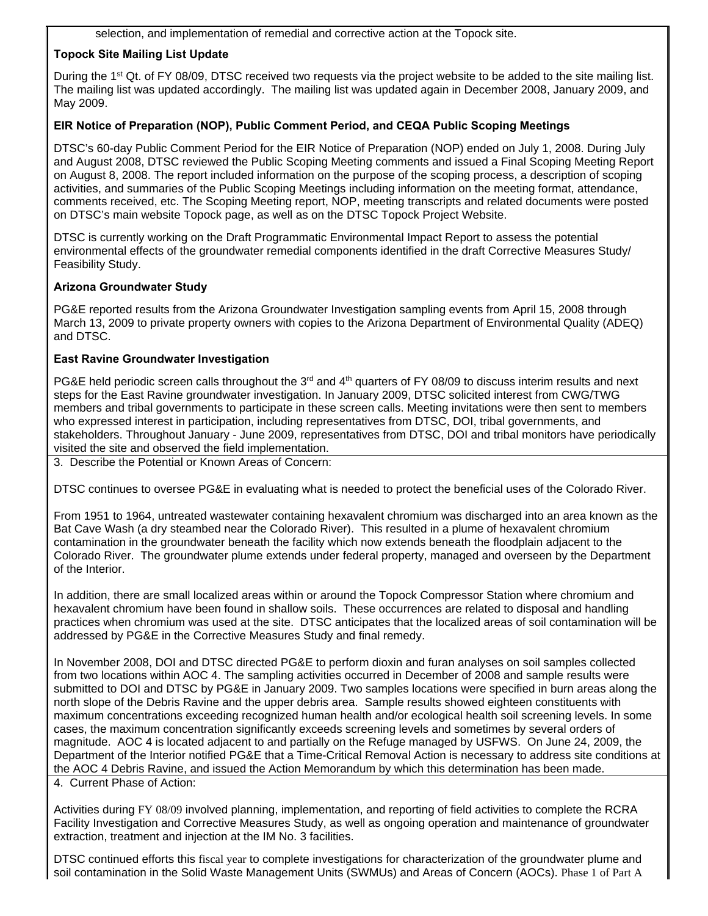selection, and implementation of remedial and corrective action at the Topock site.

**Topock Site Mailing List Update**

During the 1st Qt. of FY 08/09, DTSC received two requests via the project website to be added to the site mailing list. The mailing list was updated accordingly. The mailing list was updated again in December 2008, January 2009, and May 2009.

**EIR Notice of Preparation (NOP), Public Comment Period, and CEQA Public Scoping Meetings**

DTSC's 60-day Public Comment Period for the EIR Notice of Preparation (NOP) ended on July 1, 2008. During July and August 2008, DTSC reviewed the Public Scoping Meeting comments and issued a Final Scoping Meeting Report on August 8, 2008. The report included information on the purpose of the scoping process, a description of scoping activities, and summaries of the Public Scoping Meetings including information on the meeting format, attendance, comments received, etc. The Scoping Meeting report, NOP, meeting transcripts and related documents were posted on DTSC's main website Topock page, as well as on the DTSC Topock Project Website.

DTSC is currently working on the Draft Programmatic Environmental Impact Report to assess the potential environmental effects of the groundwater remedial components identified in the draft Corrective Measures Study/ Feasibility Study.

**Arizona Groundwater Study**

PG&E reported results from the Arizona Groundwater Investigation sampling events from April 15, 2008 through March 13, 2009 to private property owners with copies to the Arizona Department of Environmental Quality (ADEQ) and DTSC.

**East Ravine Groundwater Investigation**

PG&E held periodic screen calls throughout the 3rd and 4th quarters of FY 08/09 to discuss interim results and next steps for the East Ravine groundwater investigation. In January 2009, DTSC solicited interest from CWG/TWG members and tribal governments to participate in these screen calls. Meeting invitations were then sent to members who expressed interest in participation, including representatives from DTSC, DOI, tribal governments, and stakeholders. Throughout January - June 2009, representatives from DTSC, DOI and tribal monitors have periodically visited the site and observed the field implementation.

3. Describe the Potential or Known Areas of Concern:

DTSC continues to oversee PG&E in evaluating what is needed to protect the beneficial uses of the Colorado River.

From 1951 to 1964, untreated wastewater containing hexavalent chromium was discharged into an area known as the Bat Cave Wash (a dry steambed near the Colorado River). This resulted in a plume of hexavalent chromium contamination in the groundwater beneath the facility which now extends beneath the floodplain adjacent to the Colorado River. The groundwater plume extends under federal property, managed and overseen by the Department of the Interior.

In addition, there are small localized areas within or around the Topock Compressor Station where chromium and hexavalent chromium have been found in shallow soils. These occurrences are related to disposal and handling practices when chromium was used at the site. DTSC anticipates that the localized areas of soil contamination will be addressed by PG&E in the Corrective Measures Study and final remedy.

In November 2008, DOI and DTSC directed PG&E to perform dioxin and furan analyses on soil samples collected from two locations within AOC 4. The sampling activities occurred in December of 2008 and sample results were submitted to DOI and DTSC by PG&E in January 2009. Two samples locations were specified in burn areas along the north slope of the Debris Ravine and the upper debris area. Sample results showed eighteen constituents with maximum concentrations exceeding recognized human health and/or ecological health soil screening levels. In some cases, the maximum concentration significantly exceeds screening levels and sometimes by several orders of magnitude. AOC 4 is located adjacent to and partially on the Refuge managed by USFWS. On June 24, 2009, the Department of the Interior notified PG&E that a Time-Critical Removal Action is necessary to address site conditions at the AOC 4 Debris Ravine, and issued the Action Memorandum by which this determination has been made.

4. Current Phase of Action:

Activities during FY 08/09 involved planning, implementation, and reporting of field activities to complete the RCRA Facility Investigation and Corrective Measures Study, as well as ongoing operation and maintenance of groundwater extraction, treatment and injection at the IM No. 3 facilities.

DTSC continued efforts this fiscal year to complete investigations for characterization of the groundwater plume and soil contamination in the Solid Waste Management Units (SWMUs) and Areas of Concern (AOCs). Phase 1 of Part A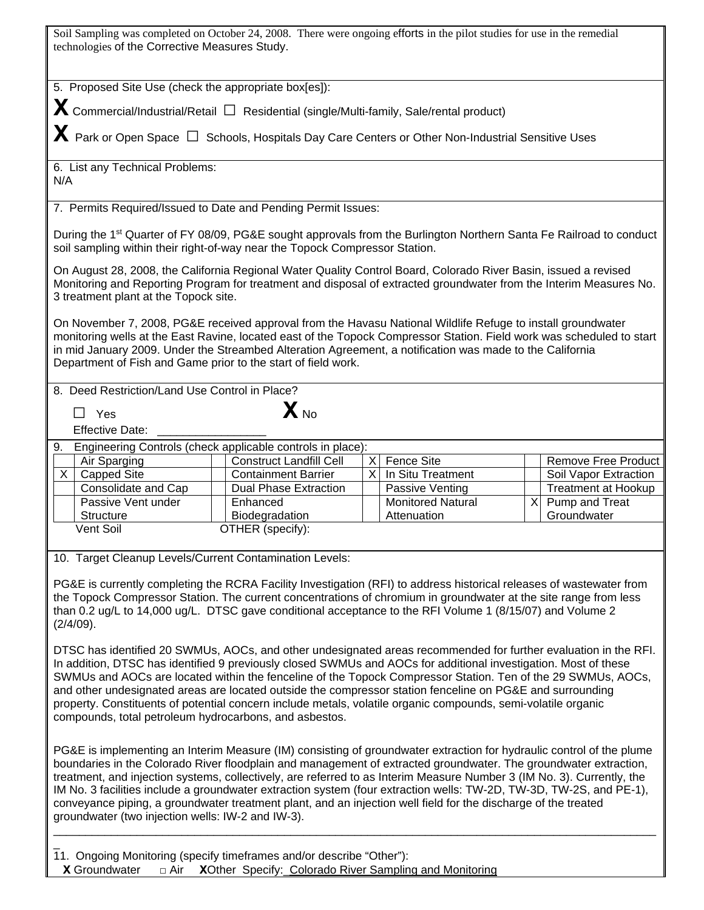Soil Sampling was completed on October 24, 2008. There were ongoing efforts in the pilot studies for use in the remedial technologies of the Corrective Measures Study.

5. Proposed Site Use (check the appropriate box[es]):

**X** Commercial/Industrial/Retail ☐ Residential (single/Multi-family, Sale/rental product)

**X** Park or Open Space ☐ Schools, Hospitals Day Care Centers or Other Non-Industrial Sensitive Uses

6. List any Technical Problems:
N/A

7. Permits Required/Issued to Date and Pending Permit Issues:

During the 1st Quarter of FY 08/09, PG&E sought approvals from the Burlington Northern Santa Fe Railroad to conduct soil sampling within their right-of-way near the Topock Compressor Station.

On August 28, 2008, the California Regional Water Quality Control Board, Colorado River Basin, issued a revised Monitoring and Reporting Program for treatment and disposal of extracted groundwater from the Interim Measures No. 3 treatment plant at the Topock site.

On November 7, 2008, PG&E received approval from the Havasu National Wildlife Refuge to install groundwater monitoring wells at the East Ravine, located east of the Topock Compressor Station. Field work was scheduled to start in mid January 2009. Under the Streambed Alteration Agreement, a notification was made to the California Department of Fish and Game prior to the start of field work.

8. Deed Restriction/Land Use Control in Place?

☐ Yes **X** No

Effective Date: _________________

9. Engineering Controls (check applicable controls in place):

| | | | | | | | |
|---|---|---|---|---|---|---|---|
| | Air Sparging | | Construct Landfill Cell | X | Fence Site | | Remove Free Product |
| X | Capped Site | | Containment Barrier | X | In Situ Treatment | | Soil Vapor Extraction |
| | Consolidate and Cap | | Dual Phase Extraction | | Passive Venting | | Treatment at Hookup |
| | Passive Vent under Structure | | Enhanced Biodegradation | | Monitored Natural Attenuation | X | Pump and Treat Groundwater |
| | Vent Soil | | OTHER (specify): | | | | |

10. Target Cleanup Levels/Current Contamination Levels:

PG&E is currently completing the RCRA Facility Investigation (RFI) to address historical releases of wastewater from the Topock Compressor Station. The current concentrations of chromium in groundwater at the site range from less than 0.2 ug/L to 14,000 ug/L. DTSC gave conditional acceptance to the RFI Volume 1 (8/15/07) and Volume 2 (2/4/09).

DTSC has identified 20 SWMUs, AOCs, and other undesignated areas recommended for further evaluation in the RFI. In addition, DTSC has identified 9 previously closed SWMUs and AOCs for additional investigation. Most of these SWMUs and AOCs are located within the fenceline of the Topock Compressor Station. Ten of the 29 SWMUs, AOCs, and other undesignated areas are located outside the compressor station fenceline on PG&E and surrounding property. Constituents of potential concern include metals, volatile organic compounds, semi-volatile organic compounds, total petroleum hydrocarbons, and asbestos.

PG&E is implementing an Interim Measure (IM) consisting of groundwater extraction for hydraulic control of the plume boundaries in the Colorado River floodplain and management of extracted groundwater. The groundwater extraction, treatment, and injection systems, collectively, are referred to as Interim Measure Number 3 (IM No. 3). Currently, the IM No. 3 facilities include a groundwater extraction system (four extraction wells: TW-2D, TW-3D, TW-2S, and PE-1), conveyance piping, a groundwater treatment plant, and an injection well field for the discharge of the treated groundwater (two injection wells: IW-2 and IW-3).

11. Ongoing Monitoring (specify timeframes and/or describe "Other"):
**X** Groundwater ☐ Air **X** Other Specify: Colorado River Sampling and Monitoring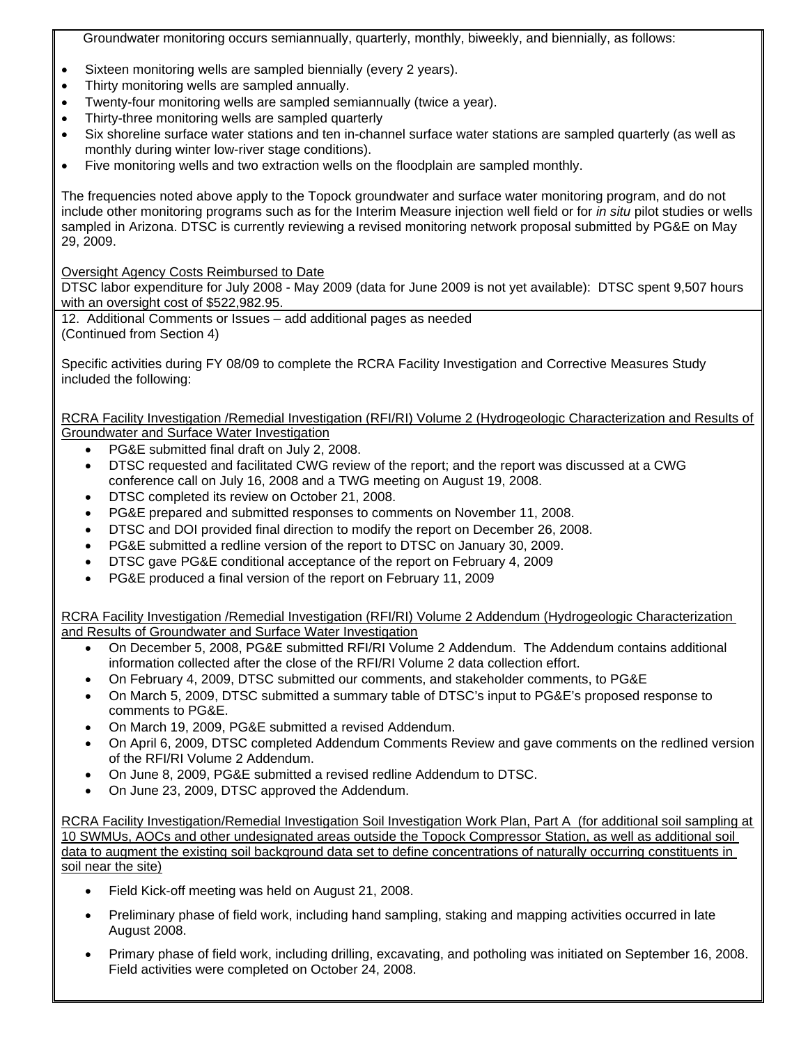Groundwater monitoring occurs semiannually, quarterly, monthly, biweekly, and biennially, as follows:

- Sixteen monitoring wells are sampled biennially (every 2 years).
- Thirty monitoring wells are sampled annually.
- Twenty-four monitoring wells are sampled semiannually (twice a year).
- Thirty-three monitoring wells are sampled quarterly
- Six shoreline surface water stations and ten in-channel surface water stations are sampled quarterly (as well as monthly during winter low-river stage conditions).
- Five monitoring wells and two extraction wells on the floodplain are sampled monthly.

The frequencies noted above apply to the Topock groundwater and surface water monitoring program, and do not include other monitoring programs such as for the Interim Measure injection well field or for *in situ* pilot studies or wells sampled in Arizona. DTSC is currently reviewing a revised monitoring network proposal submitted by PG&E on May 29, 2009.

Oversight Agency Costs Reimbursed to Date

DTSC labor expenditure for July 2008 - May 2009 (data for June 2009 is not yet available): DTSC spent 9,507 hours with an oversight cost of $522,982.95.

12. Additional Comments or Issues – add additional pages as needed
(Continued from Section 4)

Specific activities during FY 08/09 to complete the RCRA Facility Investigation and Corrective Measures Study included the following:

RCRA Facility Investigation /Remedial Investigation (RFI/RI) Volume 2 (Hydrogeologic Characterization and Results of Groundwater and Surface Water Investigation

- PG&E submitted final draft on July 2, 2008.
- DTSC requested and facilitated CWG review of the report; and the report was discussed at a CWG conference call on July 16, 2008 and a TWG meeting on August 19, 2008.
- DTSC completed its review on October 21, 2008.
- PG&E prepared and submitted responses to comments on November 11, 2008.
- DTSC and DOI provided final direction to modify the report on December 26, 2008.
- PG&E submitted a redline version of the report to DTSC on January 30, 2009.
- DTSC gave PG&E conditional acceptance of the report on February 4, 2009
- PG&E produced a final version of the report on February 11, 2009

RCRA Facility Investigation /Remedial Investigation (RFI/RI) Volume 2 Addendum (Hydrogeologic Characterization and Results of Groundwater and Surface Water Investigation

- On December 5, 2008, PG&E submitted RFI/RI Volume 2 Addendum. The Addendum contains additional information collected after the close of the RFI/RI Volume 2 data collection effort.
- On February 4, 2009, DTSC submitted our comments, and stakeholder comments, to PG&E
- On March 5, 2009, DTSC submitted a summary table of DTSC's input to PG&E's proposed response to comments to PG&E.
- On March 19, 2009, PG&E submitted a revised Addendum.
- On April 6, 2009, DTSC completed Addendum Comments Review and gave comments on the redlined version of the RFI/RI Volume 2 Addendum.
- On June 8, 2009, PG&E submitted a revised redline Addendum to DTSC.
- On June 23, 2009, DTSC approved the Addendum.

RCRA Facility Investigation/Remedial Investigation Soil Investigation Work Plan, Part A (for additional soil sampling at 10 SWMUs, AOCs and other undesignated areas outside the Topock Compressor Station, as well as additional soil data to augment the existing soil background data set to define concentrations of naturally occurring constituents in soil near the site)

- Field Kick-off meeting was held on August 21, 2008.
- Preliminary phase of field work, including hand sampling, staking and mapping activities occurred in late August 2008.
- Primary phase of field work, including drilling, excavating, and potholing was initiated on September 16, 2008. Field activities were completed on October 24, 2008.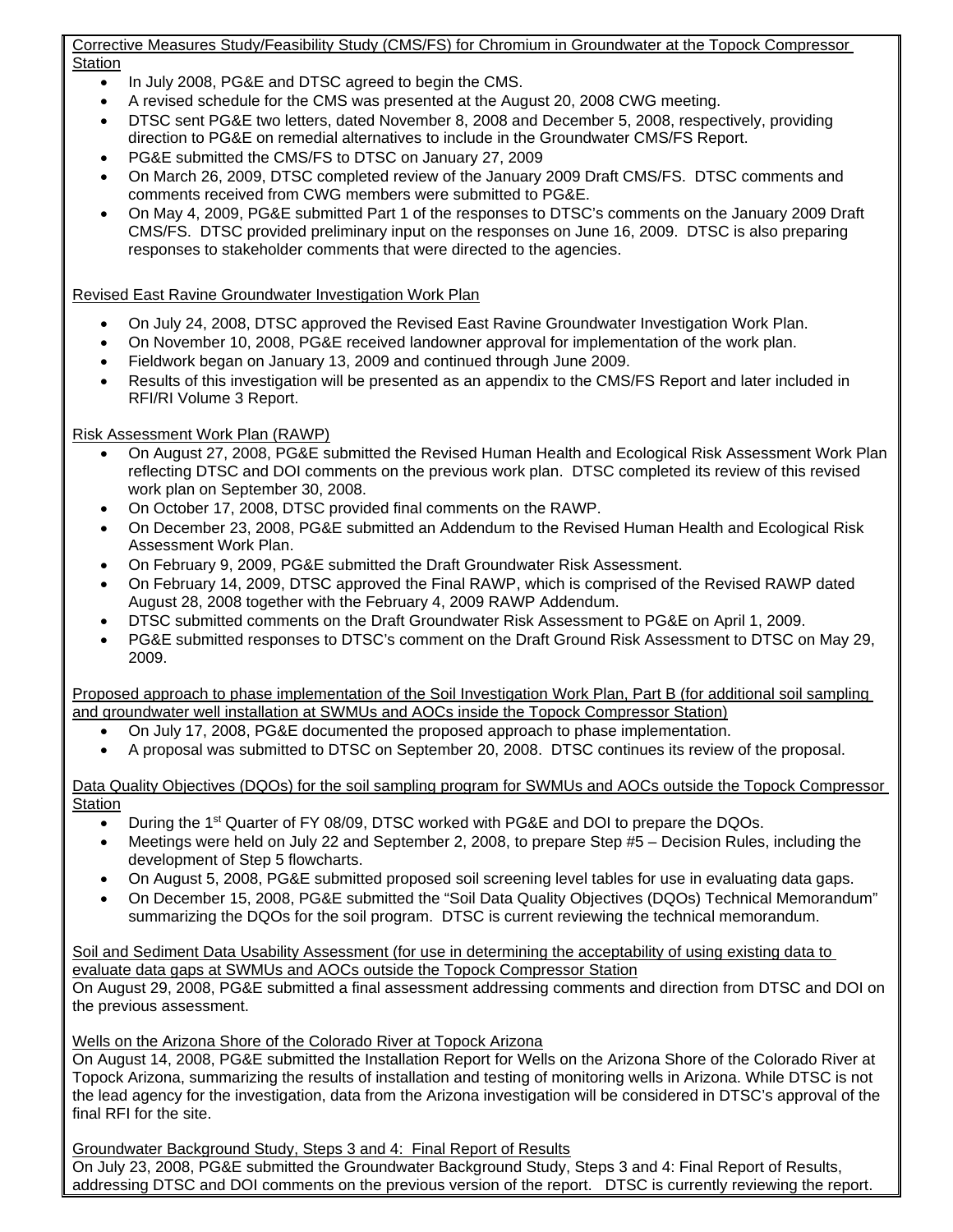Corrective Measures Study/Feasibility Study (CMS/FS) for Chromium in Groundwater at the Topock Compressor Station

- In July 2008, PG&E and DTSC agreed to begin the CMS.
- A revised schedule for the CMS was presented at the August 20, 2008 CWG meeting.
- DTSC sent PG&E two letters, dated November 8, 2008 and December 5, 2008, respectively, providing direction to PG&E on remedial alternatives to include in the Groundwater CMS/FS Report.
- PG&E submitted the CMS/FS to DTSC on January 27, 2009
- On March 26, 2009, DTSC completed review of the January 2009 Draft CMS/FS. DTSC comments and comments received from CWG members were submitted to PG&E.
- On May 4, 2009, PG&E submitted Part 1 of the responses to DTSC's comments on the January 2009 Draft CMS/FS. DTSC provided preliminary input on the responses on June 16, 2009. DTSC is also preparing responses to stakeholder comments that were directed to the agencies.

Revised East Ravine Groundwater Investigation Work Plan

- On July 24, 2008, DTSC approved the Revised East Ravine Groundwater Investigation Work Plan.
- On November 10, 2008, PG&E received landowner approval for implementation of the work plan.
- Fieldwork began on January 13, 2009 and continued through June 2009.
- Results of this investigation will be presented as an appendix to the CMS/FS Report and later included in RFI/RI Volume 3 Report.

Risk Assessment Work Plan (RAWP)

- On August 27, 2008, PG&E submitted the Revised Human Health and Ecological Risk Assessment Work Plan reflecting DTSC and DOI comments on the previous work plan. DTSC completed its review of this revised work plan on September 30, 2008.
- On October 17, 2008, DTSC provided final comments on the RAWP.
- On December 23, 2008, PG&E submitted an Addendum to the Revised Human Health and Ecological Risk Assessment Work Plan.
- On February 9, 2009, PG&E submitted the Draft Groundwater Risk Assessment.
- On February 14, 2009, DTSC approved the Final RAWP, which is comprised of the Revised RAWP dated August 28, 2008 together with the February 4, 2009 RAWP Addendum.
- DTSC submitted comments on the Draft Groundwater Risk Assessment to PG&E on April 1, 2009.
- PG&E submitted responses to DTSC's comment on the Draft Ground Risk Assessment to DTSC on May 29, 2009.

Proposed approach to phase implementation of the Soil Investigation Work Plan, Part B (for additional soil sampling and groundwater well installation at SWMUs and AOCs inside the Topock Compressor Station)

- On July 17, 2008, PG&E documented the proposed approach to phase implementation.
- A proposal was submitted to DTSC on September 20, 2008. DTSC continues its review of the proposal.

Data Quality Objectives (DQOs) for the soil sampling program for SWMUs and AOCs outside the Topock Compressor Station

- During the 1st Quarter of FY 08/09, DTSC worked with PG&E and DOI to prepare the DQOs.
- Meetings were held on July 22 and September 2, 2008, to prepare Step #5 – Decision Rules, including the development of Step 5 flowcharts.
- On August 5, 2008, PG&E submitted proposed soil screening level tables for use in evaluating data gaps.
- On December 15, 2008, PG&E submitted the "Soil Data Quality Objectives (DQOs) Technical Memorandum" summarizing the DQOs for the soil program. DTSC is current reviewing the technical memorandum.

Soil and Sediment Data Usability Assessment (for use in determining the acceptability of using existing data to evaluate data gaps at SWMUs and AOCs outside the Topock Compressor Station

On August 29, 2008, PG&E submitted a final assessment addressing comments and direction from DTSC and DOI on the previous assessment.

Wells on the Arizona Shore of the Colorado River at Topock Arizona

On August 14, 2008, PG&E submitted the Installation Report for Wells on the Arizona Shore of the Colorado River at Topock Arizona, summarizing the results of installation and testing of monitoring wells in Arizona. While DTSC is not the lead agency for the investigation, data from the Arizona investigation will be considered in DTSC's approval of the final RFI for the site.

Groundwater Background Study, Steps 3 and 4: Final Report of Results

On July 23, 2008, PG&E submitted the Groundwater Background Study, Steps 3 and 4: Final Report of Results, addressing DTSC and DOI comments on the previous version of the report. DTSC is currently reviewing the report.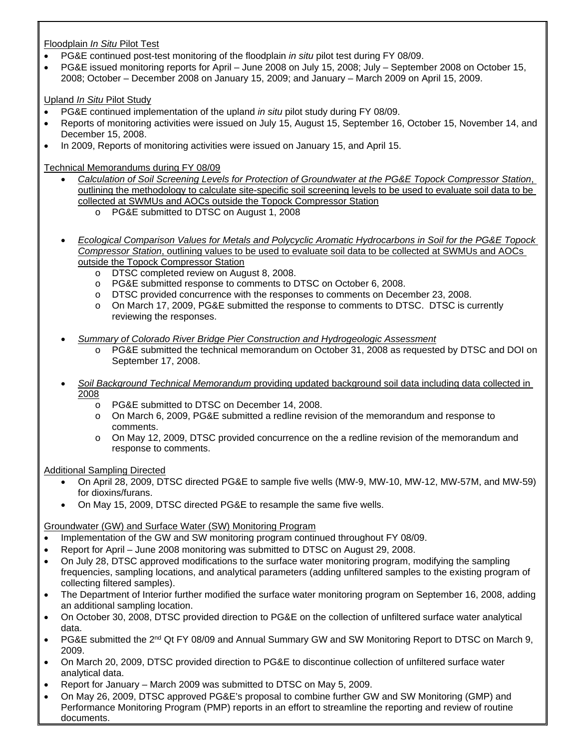Floodplain *In Situ* Pilot Test

- PG&E continued post-test monitoring of the floodplain *in situ* pilot test during FY 08/09.
- PG&E issued monitoring reports for April – June 2008 on July 15, 2008; July – September 2008 on October 15, 2008; October – December 2008 on January 15, 2009; and January – March 2009 on April 15, 2009.

Upland *In Situ* Pilot Study

- PG&E continued implementation of the upland *in situ* pilot study during FY 08/09.
- Reports of monitoring activities were issued on July 15, August 15, September 16, October 15, November 14, and December 15, 2008.
- In 2009, Reports of monitoring activities were issued on January 15, and April 15.

Technical Memorandums during FY 08/09

- *Calculation of Soil Screening Levels for Protection of Groundwater at the PG&E Topock Compressor Station*, outlining the methodology to calculate site-specific soil screening levels to be used to evaluate soil data to be collected at SWMUs and AOCs outside the Topock Compressor Station
  - PG&E submitted to DTSC on August 1, 2008
- *Ecological Comparison Values for Metals and Polycyclic Aromatic Hydrocarbons in Soil for the PG&E Topock Compressor Station*, outlining values to be used to evaluate soil data to be collected at SWMUs and AOCs outside the Topock Compressor Station
  - DTSC completed review on August 8, 2008.
  - PG&E submitted response to comments to DTSC on October 6, 2008.
  - DTSC provided concurrence with the responses to comments on December 23, 2008.
  - On March 17, 2009, PG&E submitted the response to comments to DTSC. DTSC is currently reviewing the responses.
- *Summary of Colorado River Bridge Pier Construction and Hydrogeologic Assessment*
  - PG&E submitted the technical memorandum on October 31, 2008 as requested by DTSC and DOI on September 17, 2008.
- *Soil Background Technical Memorandum* providing updated background soil data including data collected in 2008
  - PG&E submitted to DTSC on December 14, 2008.
  - On March 6, 2009, PG&E submitted a redline revision of the memorandum and response to comments.
  - On May 12, 2009, DTSC provided concurrence on the a redline revision of the memorandum and response to comments.

Additional Sampling Directed

- On April 28, 2009, DTSC directed PG&E to sample five wells (MW-9, MW-10, MW-12, MW-57M, and MW-59) for dioxins/furans.
- On May 15, 2009, DTSC directed PG&E to resample the same five wells.

Groundwater (GW) and Surface Water (SW) Monitoring Program

- Implementation of the GW and SW monitoring program continued throughout FY 08/09.
- Report for April – June 2008 monitoring was submitted to DTSC on August 29, 2008.
- On July 28, DTSC approved modifications to the surface water monitoring program, modifying the sampling frequencies, sampling locations, and analytical parameters (adding unfiltered samples to the existing program of collecting filtered samples).
- The Department of Interior further modified the surface water monitoring program on September 16, 2008, adding an additional sampling location.
- On October 30, 2008, DTSC provided direction to PG&E on the collection of unfiltered surface water analytical data.
- PG&E submitted the 2nd Qt FY 08/09 and Annual Summary GW and SW Monitoring Report to DTSC on March 9, 2009.
- On March 20, 2009, DTSC provided direction to PG&E to discontinue collection of unfiltered surface water analytical data.
- Report for January – March 2009 was submitted to DTSC on May 5, 2009.
- On May 26, 2009, DTSC approved PG&E's proposal to combine further GW and SW Monitoring (GMP) and Performance Monitoring Program (PMP) reports in an effort to streamline the reporting and review of routine documents.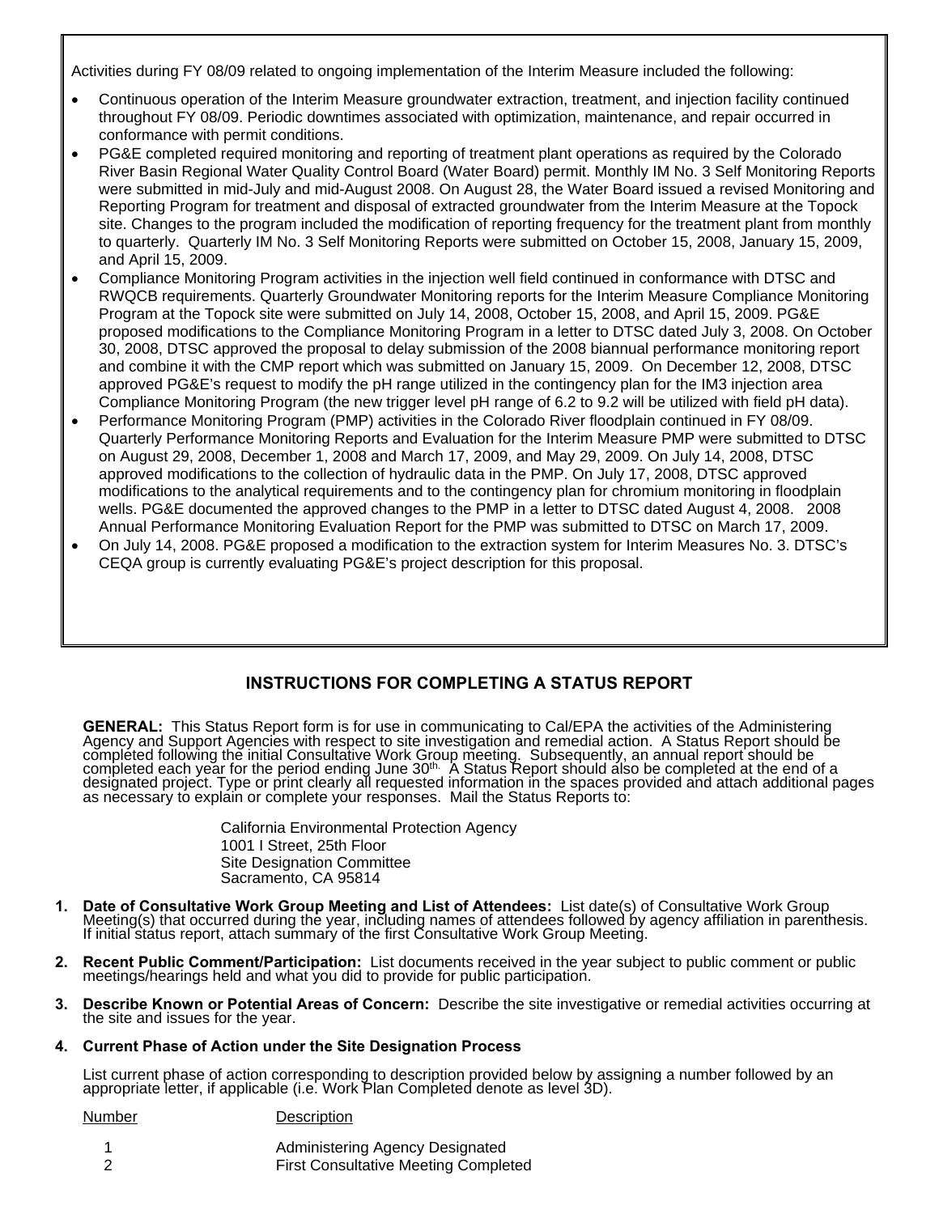Activities during FY 08/09 related to ongoing implementation of the Interim Measure included the following:

- Continuous operation of the Interim Measure groundwater extraction, treatment, and injection facility continued throughout FY 08/09. Periodic downtimes associated with optimization, maintenance, and repair occurred in conformance with permit conditions.
- PG&E completed required monitoring and reporting of treatment plant operations as required by the Colorado River Basin Regional Water Quality Control Board (Water Board) permit. Monthly IM No. 3 Self Monitoring Reports were submitted in mid-July and mid-August 2008. On August 28, the Water Board issued a revised Monitoring and Reporting Program for treatment and disposal of extracted groundwater from the Interim Measure at the Topock site. Changes to the program included the modification of reporting frequency for the treatment plant from monthly to quarterly. Quarterly IM No. 3 Self Monitoring Reports were submitted on October 15, 2008, January 15, 2009, and April 15, 2009.
- Compliance Monitoring Program activities in the injection well field continued in conformance with DTSC and RWQCB requirements. Quarterly Groundwater Monitoring reports for the Interim Measure Compliance Monitoring Program at the Topock site were submitted on July 14, 2008, October 15, 2008, and April 15, 2009. PG&E proposed modifications to the Compliance Monitoring Program in a letter to DTSC dated July 3, 2008. On October 30, 2008, DTSC approved the proposal to delay submission of the 2008 biannual performance monitoring report and combine it with the CMP report which was submitted on January 15, 2009. On December 12, 2008, DTSC approved PG&E's request to modify the pH range utilized in the contingency plan for the IM3 injection area Compliance Monitoring Program (the new trigger level pH range of 6.2 to 9.2 will be utilized with field pH data).
- Performance Monitoring Program (PMP) activities in the Colorado River floodplain continued in FY 08/09. Quarterly Performance Monitoring Reports and Evaluation for the Interim Measure PMP were submitted to DTSC on August 29, 2008, December 1, 2008 and March 17, 2009, and May 29, 2009. On July 14, 2008, DTSC approved modifications to the collection of hydraulic data in the PMP. On July 17, 2008, DTSC approved modifications to the analytical requirements and to the contingency plan for chromium monitoring in floodplain wells. PG&E documented the approved changes to the PMP in a letter to DTSC dated August 4, 2008. 2008 Annual Performance Monitoring Evaluation Report for the PMP was submitted to DTSC on March 17, 2009.
- On July 14, 2008. PG&E proposed a modification to the extraction system for Interim Measures No. 3. DTSC's CEQA group is currently evaluating PG&E's project description for this proposal.

## INSTRUCTIONS FOR COMPLETING A STATUS REPORT

**GENERAL:** This Status Report form is for use in communicating to Cal/EPA the activities of the Administering Agency and Support Agencies with respect to site investigation and remedial action. A Status Report should be completed following the initial Consultative Work Group meeting. Subsequently, an annual report should be completed each year for the period ending June 30th. A Status Report should also be completed at the end of a designated project. Type or print clearly all requested information in the spaces provided and attach additional pages as necessary to explain or complete your responses. Mail the Status Reports to:

California Environmental Protection Agency
1001 I Street, 25th Floor
Site Designation Committee
Sacramento, CA 95814

1. **Date of Consultative Work Group Meeting and List of Attendees:** List date(s) of Consultative Work Group Meeting(s) that occurred during the year, including names of attendees followed by agency affiliation in parenthesis. If initial status report, attach summary of the first Consultative Work Group Meeting.

2. **Recent Public Comment/Participation:** List documents received in the year subject to public comment or public meetings/hearings held and what you did to provide for public participation.

3. **Describe Known or Potential Areas of Concern:** Describe the site investigative or remedial activities occurring at the site and issues for the year.

4. **Current Phase of Action under the Site Designation Process**

   List current phase of action corresponding to description provided below by assigning a number followed by an appropriate letter, if applicable (i.e. Work Plan Completed denote as level 3D).

| Number | Description |
|---|---|
| 1 | Administering Agency Designated |
| 2 | First Consultative Meeting Completed |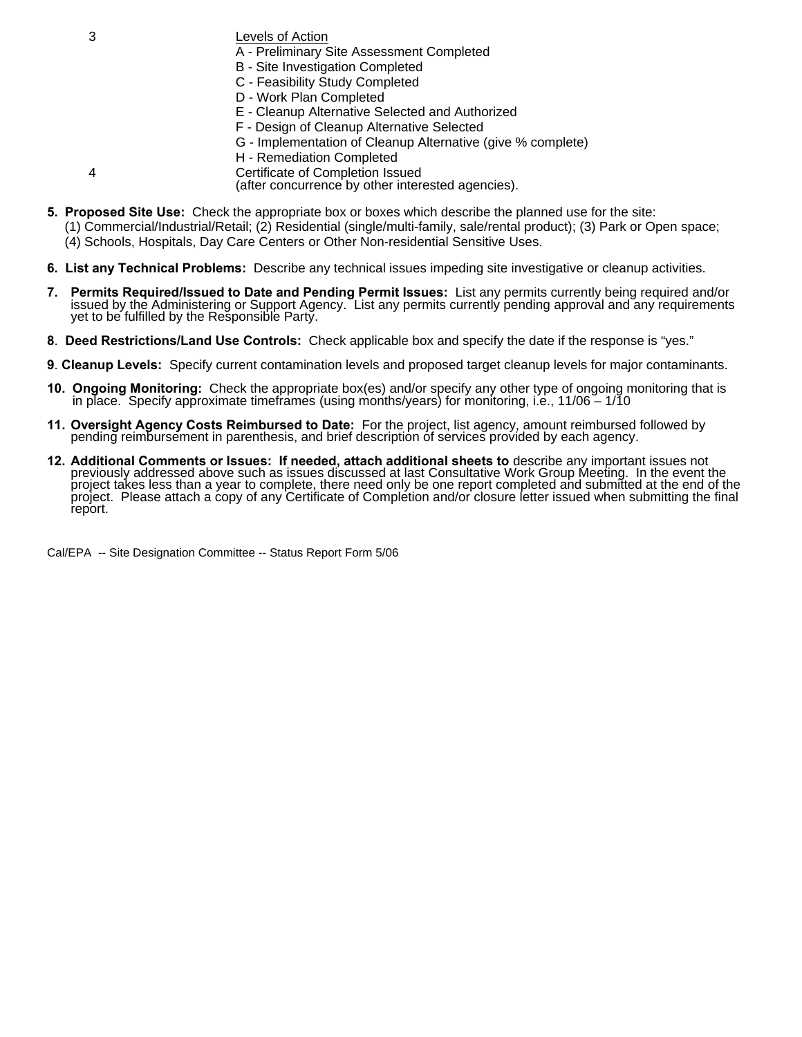| | |
|---|---|
| 3 | <u>Levels of Action</u><br>A - Preliminary Site Assessment Completed<br>B - Site Investigation Completed<br>C - Feasibility Study Completed<br>D - Work Plan Completed<br>E - Cleanup Alternative Selected and Authorized<br>F - Design of Cleanup Alternative Selected<br>G - Implementation of Cleanup Alternative (give % complete)<br>H - Remediation Completed |
| 4 | Certificate of Completion Issued<br>(after concurrence by other interested agencies). |

**5. Proposed Site Use:** Check the appropriate box or boxes which describe the planned use for the site:
(1) Commercial/Industrial/Retail; (2) Residential (single/multi-family, sale/rental product); (3) Park or Open space;
(4) Schools, Hospitals, Day Care Centers or Other Non-residential Sensitive Uses.

**6. List any Technical Problems:** Describe any technical issues impeding site investigative or cleanup activities.

**7. Permits Required/Issued to Date and Pending Permit Issues:** List any permits currently being required and/or issued by the Administering or Support Agency. List any permits currently pending approval and any requirements yet to be fulfilled by the Responsible Party.

**8**. **Deed Restrictions/Land Use Controls:** Check applicable box and specify the date if the response is "yes."

**9**. **Cleanup Levels:** Specify current contamination levels and proposed target cleanup levels for major contaminants.

**10. Ongoing Monitoring:** Check the appropriate box(es) and/or specify any other type of ongoing monitoring that is in place. Specify approximate timeframes (using months/years) for monitoring, i.e., 11/06 – 1/10

**11. Oversight Agency Costs Reimbursed to Date:** For the project, list agency, amount reimbursed followed by pending reimbursement in parenthesis, and brief description of services provided by each agency.

**12. Additional Comments or Issues: If needed, attach additional sheets to** describe any important issues not previously addressed above such as issues discussed at last Consultative Work Group Meeting. In the event the project takes less than a year to complete, there need only be one report completed and submitted at the end of the project. Please attach a copy of any Certificate of Completion and/or closure letter issued when submitting the final report.

Cal/EPA -- Site Designation Committee -- Status Report Form 5/06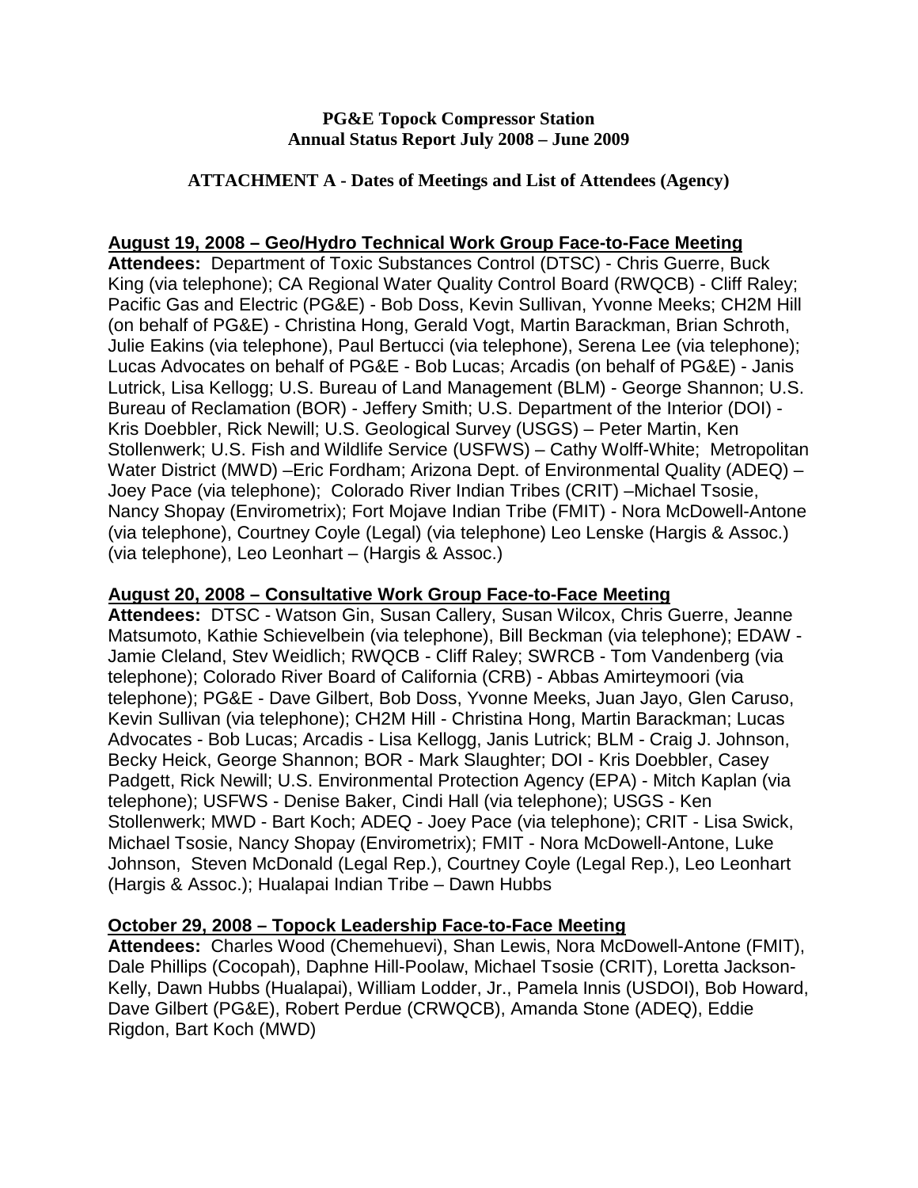**PG&E Topock Compressor Station**
**Annual Status Report July 2008 – June 2009**

**ATTACHMENT A - Dates of Meetings and List of Attendees (Agency)**

**August 19, 2008 – Geo/Hydro Technical Work Group Face-to-Face Meeting**

**Attendees:** Department of Toxic Substances Control (DTSC) - Chris Guerre, Buck King (via telephone); CA Regional Water Quality Control Board (RWQCB) - Cliff Raley; Pacific Gas and Electric (PG&E) - Bob Doss, Kevin Sullivan, Yvonne Meeks; CH2M Hill (on behalf of PG&E) - Christina Hong, Gerald Vogt, Martin Barackman, Brian Schroth, Julie Eakins (via telephone), Paul Bertucci (via telephone), Serena Lee (via telephone); Lucas Advocates on behalf of PG&E - Bob Lucas; Arcadis (on behalf of PG&E) - Janis Lutrick, Lisa Kellogg; U.S. Bureau of Land Management (BLM) - George Shannon; U.S. Bureau of Reclamation (BOR) - Jeffery Smith; U.S. Department of the Interior (DOI) - Kris Doebbler, Rick Newill; U.S. Geological Survey (USGS) – Peter Martin, Ken Stollenwerk; U.S. Fish and Wildlife Service (USFWS) – Cathy Wolff-White; Metropolitan Water District (MWD) –Eric Fordham; Arizona Dept. of Environmental Quality (ADEQ) – Joey Pace (via telephone); Colorado River Indian Tribes (CRIT) –Michael Tsosie, Nancy Shopay (Envirometrix); Fort Mojave Indian Tribe (FMIT) - Nora McDowell-Antone (via telephone), Courtney Coyle (Legal) (via telephone) Leo Lenske (Hargis & Assoc.) (via telephone), Leo Leonhart – (Hargis & Assoc.)

**August 20, 2008 – Consultative Work Group Face-to-Face Meeting**

**Attendees:** DTSC - Watson Gin, Susan Callery, Susan Wilcox, Chris Guerre, Jeanne Matsumoto, Kathie Schievelbein (via telephone), Bill Beckman (via telephone); EDAW - Jamie Cleland, Stev Weidlich; RWQCB - Cliff Raley; SWRCB - Tom Vandenberg (via telephone); Colorado River Board of California (CRB) - Abbas Amirteymoori (via telephone); PG&E - Dave Gilbert, Bob Doss, Yvonne Meeks, Juan Jayo, Glen Caruso, Kevin Sullivan (via telephone); CH2M Hill - Christina Hong, Martin Barackman; Lucas Advocates - Bob Lucas; Arcadis - Lisa Kellogg, Janis Lutrick; BLM - Craig J. Johnson, Becky Heick, George Shannon; BOR - Mark Slaughter; DOI - Kris Doebbler, Casey Padgett, Rick Newill; U.S. Environmental Protection Agency (EPA) - Mitch Kaplan (via telephone); USFWS - Denise Baker, Cindi Hall (via telephone); USGS - Ken Stollenwerk; MWD - Bart Koch; ADEQ - Joey Pace (via telephone); CRIT - Lisa Swick, Michael Tsosie, Nancy Shopay (Envirometrix); FMIT - Nora McDowell-Antone, Luke Johnson, Steven McDonald (Legal Rep.), Courtney Coyle (Legal Rep.), Leo Leonhart (Hargis & Assoc.); Hualapai Indian Tribe – Dawn Hubbs

**October 29, 2008 – Topock Leadership Face-to-Face Meeting**

**Attendees:** Charles Wood (Chemehuevi), Shan Lewis, Nora McDowell-Antone (FMIT), Dale Phillips (Cocopah), Daphne Hill-Poolaw, Michael Tsosie (CRIT), Loretta Jackson-Kelly, Dawn Hubbs (Hualapai), William Lodder, Jr., Pamela Innis (USDOI), Bob Howard, Dave Gilbert (PG&E), Robert Perdue (CRWQCB), Amanda Stone (ADEQ), Eddie Rigdon, Bart Koch (MWD)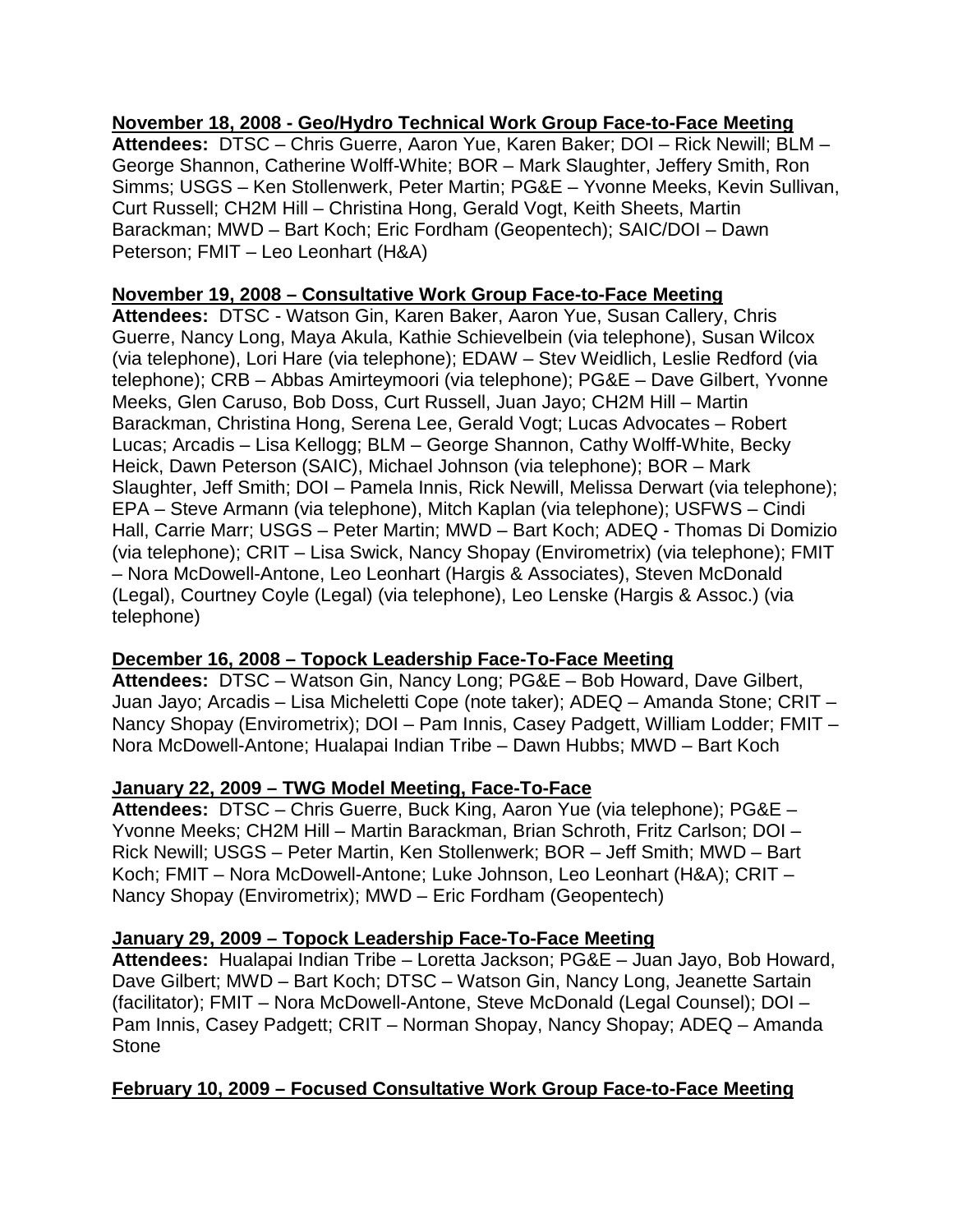**November 18, 2008 - Geo/Hydro Technical Work Group Face-to-Face Meeting**
**Attendees:** DTSC – Chris Guerre, Aaron Yue, Karen Baker; DOI – Rick Newill; BLM – George Shannon, Catherine Wolff-White; BOR – Mark Slaughter, Jeffery Smith, Ron Simms; USGS – Ken Stollenwerk, Peter Martin; PG&E – Yvonne Meeks, Kevin Sullivan, Curt Russell; CH2M Hill – Christina Hong, Gerald Vogt, Keith Sheets, Martin Barackman; MWD – Bart Koch; Eric Fordham (Geopentech); SAIC/DOI – Dawn Peterson; FMIT – Leo Leonhart (H&A)

**November 19, 2008 – Consultative Work Group Face-to-Face Meeting**
**Attendees:** DTSC - Watson Gin, Karen Baker, Aaron Yue, Susan Callery, Chris Guerre, Nancy Long, Maya Akula, Kathie Schievelbein (via telephone), Susan Wilcox (via telephone), Lori Hare (via telephone); EDAW – Stev Weidlich, Leslie Redford (via telephone); CRB – Abbas Amirteymoori (via telephone); PG&E – Dave Gilbert, Yvonne Meeks, Glen Caruso, Bob Doss, Curt Russell, Juan Jayo; CH2M Hill – Martin Barackman, Christina Hong, Serena Lee, Gerald Vogt; Lucas Advocates – Robert Lucas; Arcadis – Lisa Kellogg; BLM – George Shannon, Cathy Wolff-White, Becky Heick, Dawn Peterson (SAIC), Michael Johnson (via telephone); BOR – Mark Slaughter, Jeff Smith; DOI – Pamela Innis, Rick Newill, Melissa Derwart (via telephone); EPA – Steve Armann (via telephone), Mitch Kaplan (via telephone); USFWS – Cindi Hall, Carrie Marr; USGS – Peter Martin; MWD – Bart Koch; ADEQ - Thomas Di Domizio (via telephone); CRIT – Lisa Swick, Nancy Shopay (Envirometrix) (via telephone); FMIT – Nora McDowell-Antone, Leo Leonhart (Hargis & Associates), Steven McDonald (Legal), Courtney Coyle (Legal) (via telephone), Leo Lenske (Hargis & Assoc.) (via telephone)

**December 16, 2008 – Topock Leadership Face-To-Face Meeting**
**Attendees:** DTSC – Watson Gin, Nancy Long; PG&E – Bob Howard, Dave Gilbert, Juan Jayo; Arcadis – Lisa Micheletti Cope (note taker); ADEQ – Amanda Stone; CRIT – Nancy Shopay (Envirometrix); DOI – Pam Innis, Casey Padgett, William Lodder; FMIT – Nora McDowell-Antone; Hualapai Indian Tribe – Dawn Hubbs; MWD – Bart Koch

**January 22, 2009 – TWG Model Meeting, Face-To-Face**
**Attendees:** DTSC – Chris Guerre, Buck King, Aaron Yue (via telephone); PG&E – Yvonne Meeks; CH2M Hill – Martin Barackman, Brian Schroth, Fritz Carlson; DOI – Rick Newill; USGS – Peter Martin, Ken Stollenwerk; BOR – Jeff Smith; MWD – Bart Koch; FMIT – Nora McDowell-Antone; Luke Johnson, Leo Leonhart (H&A); CRIT – Nancy Shopay (Envirometrix); MWD – Eric Fordham (Geopentech)

**January 29, 2009 – Topock Leadership Face-To-Face Meeting**
**Attendees:** Hualapai Indian Tribe – Loretta Jackson; PG&E – Juan Jayo, Bob Howard, Dave Gilbert; MWD – Bart Koch; DTSC – Watson Gin, Nancy Long, Jeanette Sartain (facilitator); FMIT – Nora McDowell-Antone, Steve McDonald (Legal Counsel); DOI – Pam Innis, Casey Padgett; CRIT – Norman Shopay, Nancy Shopay; ADEQ – Amanda Stone

**February 10, 2009 – Focused Consultative Work Group Face-to-Face Meeting**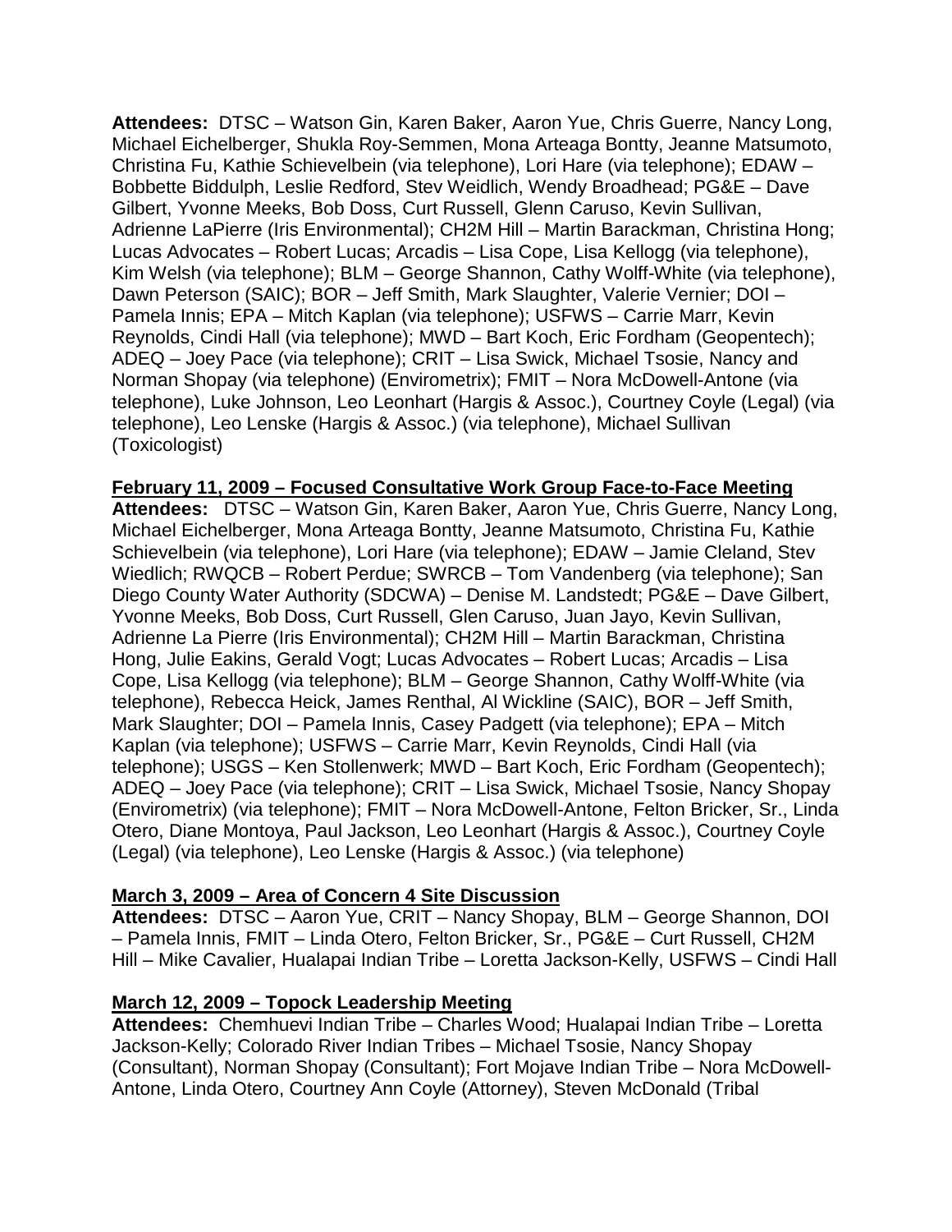**Attendees:** DTSC – Watson Gin, Karen Baker, Aaron Yue, Chris Guerre, Nancy Long, Michael Eichelberger, Shukla Roy-Semmen, Mona Arteaga Bontty, Jeanne Matsumoto, Christina Fu, Kathie Schievelbein (via telephone), Lori Hare (via telephone); EDAW – Bobbette Biddulph, Leslie Redford, Stev Weidlich, Wendy Broadhead; PG&E – Dave Gilbert, Yvonne Meeks, Bob Doss, Curt Russell, Glenn Caruso, Kevin Sullivan, Adrienne LaPierre (Iris Environmental); CH2M Hill – Martin Barackman, Christina Hong; Lucas Advocates – Robert Lucas; Arcadis – Lisa Cope, Lisa Kellogg (via telephone), Kim Welsh (via telephone); BLM – George Shannon, Cathy Wolff-White (via telephone), Dawn Peterson (SAIC); BOR – Jeff Smith, Mark Slaughter, Valerie Vernier; DOI – Pamela Innis; EPA – Mitch Kaplan (via telephone); USFWS – Carrie Marr, Kevin Reynolds, Cindi Hall (via telephone); MWD – Bart Koch, Eric Fordham (Geopentech); ADEQ – Joey Pace (via telephone); CRIT – Lisa Swick, Michael Tsosie, Nancy and Norman Shopay (via telephone) (Envirometrix); FMIT – Nora McDowell-Antone (via telephone), Luke Johnson, Leo Leonhart (Hargis & Assoc.), Courtney Coyle (Legal) (via telephone), Leo Lenske (Hargis & Assoc.) (via telephone), Michael Sullivan (Toxicologist)

**February 11, 2009 – Focused Consultative Work Group Face-to-Face Meeting**

**Attendees:** DTSC – Watson Gin, Karen Baker, Aaron Yue, Chris Guerre, Nancy Long, Michael Eichelberger, Mona Arteaga Bontty, Jeanne Matsumoto, Christina Fu, Kathie Schievelbein (via telephone), Lori Hare (via telephone); EDAW – Jamie Cleland, Stev Wiedlich; RWQCB – Robert Perdue; SWRCB – Tom Vandenberg (via telephone); San Diego County Water Authority (SDCWA) – Denise M. Landstedt; PG&E – Dave Gilbert, Yvonne Meeks, Bob Doss, Curt Russell, Glen Caruso, Juan Jayo, Kevin Sullivan, Adrienne La Pierre (Iris Environmental); CH2M Hill – Martin Barackman, Christina Hong, Julie Eakins, Gerald Vogt; Lucas Advocates – Robert Lucas; Arcadis – Lisa Cope, Lisa Kellogg (via telephone); BLM – George Shannon, Cathy Wolff-White (via telephone), Rebecca Heick, James Renthal, Al Wickline (SAIC), BOR – Jeff Smith, Mark Slaughter; DOI – Pamela Innis, Casey Padgett (via telephone); EPA – Mitch Kaplan (via telephone); USFWS – Carrie Marr, Kevin Reynolds, Cindi Hall (via telephone); USGS – Ken Stollenwerk; MWD – Bart Koch, Eric Fordham (Geopentech); ADEQ – Joey Pace (via telephone); CRIT – Lisa Swick, Michael Tsosie, Nancy Shopay (Envirometrix) (via telephone); FMIT – Nora McDowell-Antone, Felton Bricker, Sr., Linda Otero, Diane Montoya, Paul Jackson, Leo Leonhart (Hargis & Assoc.), Courtney Coyle (Legal) (via telephone), Leo Lenske (Hargis & Assoc.) (via telephone)

**March 3, 2009 – Area of Concern 4 Site Discussion**

**Attendees:** DTSC – Aaron Yue, CRIT – Nancy Shopay, BLM – George Shannon, DOI – Pamela Innis, FMIT – Linda Otero, Felton Bricker, Sr., PG&E – Curt Russell, CH2M Hill – Mike Cavalier, Hualapai Indian Tribe – Loretta Jackson-Kelly, USFWS – Cindi Hall

**March 12, 2009 – Topock Leadership Meeting**

**Attendees:** Chemhuevi Indian Tribe – Charles Wood; Hualapai Indian Tribe – Loretta Jackson-Kelly; Colorado River Indian Tribes – Michael Tsosie, Nancy Shopay (Consultant), Norman Shopay (Consultant); Fort Mojave Indian Tribe – Nora McDowell-Antone, Linda Otero, Courtney Ann Coyle (Attorney), Steven McDonald (Tribal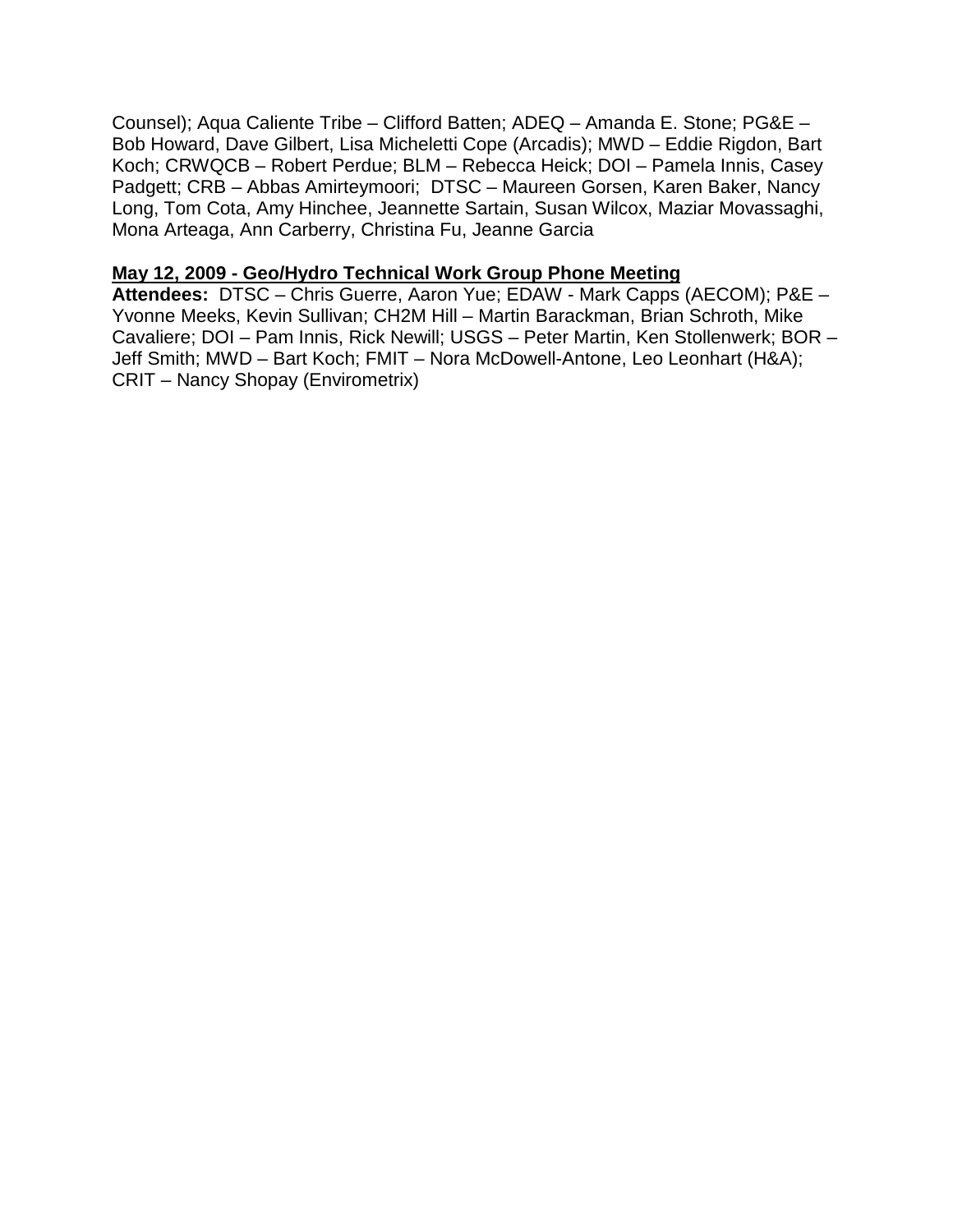Counsel); Aqua Caliente Tribe – Clifford Batten; ADEQ – Amanda E. Stone; PG&E – Bob Howard, Dave Gilbert, Lisa Micheletti Cope (Arcadis); MWD – Eddie Rigdon, Bart Koch; CRWQCB – Robert Perdue; BLM – Rebecca Heick; DOI – Pamela Innis, Casey Padgett; CRB – Abbas Amirteymoori; DTSC – Maureen Gorsen, Karen Baker, Nancy Long, Tom Cota, Amy Hinchee, Jeannette Sartain, Susan Wilcox, Maziar Movassaghi, Mona Arteaga, Ann Carberry, Christina Fu, Jeanne Garcia

**May 12, 2009 - Geo/Hydro Technical Work Group Phone Meeting**

**Attendees:** DTSC – Chris Guerre, Aaron Yue; EDAW - Mark Capps (AECOM); P&E – Yvonne Meeks, Kevin Sullivan; CH2M Hill – Martin Barackman, Brian Schroth, Mike Cavaliere; DOI – Pam Innis, Rick Newill; USGS – Peter Martin, Ken Stollenwerk; BOR – Jeff Smith; MWD – Bart Koch; FMIT – Nora McDowell-Antone, Leo Leonhart (H&A); CRIT – Nancy Shopay (Envirometrix)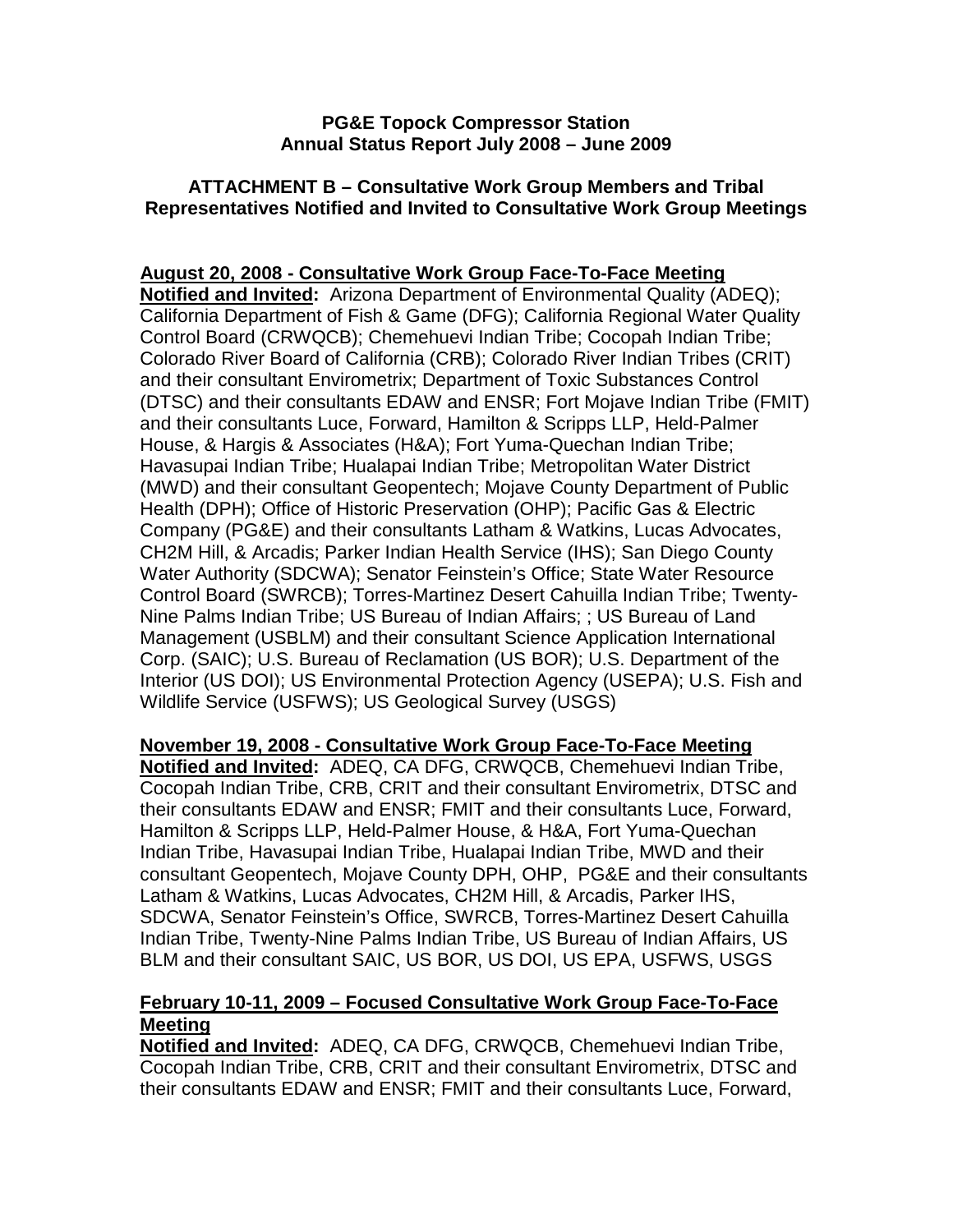**PG&E Topock Compressor Station**
**Annual Status Report July 2008 – June 2009**

**ATTACHMENT B – Consultative Work Group Members and Tribal Representatives Notified and Invited to Consultative Work Group Meetings**

**August 20, 2008 - Consultative Work Group Face-To-Face Meeting**

**Notified and Invited:** Arizona Department of Environmental Quality (ADEQ); California Department of Fish & Game (DFG); California Regional Water Quality Control Board (CRWQCB); Chemehuevi Indian Tribe; Cocopah Indian Tribe; Colorado River Board of California (CRB); Colorado River Indian Tribes (CRIT) and their consultant Envirometrix; Department of Toxic Substances Control (DTSC) and their consultants EDAW and ENSR; Fort Mojave Indian Tribe (FMIT) and their consultants Luce, Forward, Hamilton & Scripps LLP, Held-Palmer House, & Hargis & Associates (H&A); Fort Yuma-Quechan Indian Tribe; Havasupai Indian Tribe; Hualapai Indian Tribe; Metropolitan Water District (MWD) and their consultant Geopentech; Mojave County Department of Public Health (DPH); Office of Historic Preservation (OHP); Pacific Gas & Electric Company (PG&E) and their consultants Latham & Watkins, Lucas Advocates, CH2M Hill, & Arcadis; Parker Indian Health Service (IHS); San Diego County Water Authority (SDCWA); Senator Feinstein's Office; State Water Resource Control Board (SWRCB); Torres-Martinez Desert Cahuilla Indian Tribe; Twenty-Nine Palms Indian Tribe; US Bureau of Indian Affairs; ; US Bureau of Land Management (USBLM) and their consultant Science Application International Corp. (SAIC); U.S. Bureau of Reclamation (US BOR); U.S. Department of the Interior (US DOI); US Environmental Protection Agency (USEPA); U.S. Fish and Wildlife Service (USFWS); US Geological Survey (USGS)

**November 19, 2008 - Consultative Work Group Face-To-Face Meeting**

**Notified and Invited:** ADEQ, CA DFG, CRWQCB, Chemehuevi Indian Tribe, Cocopah Indian Tribe, CRB, CRIT and their consultant Envirometrix, DTSC and their consultants EDAW and ENSR; FMIT and their consultants Luce, Forward, Hamilton & Scripps LLP, Held-Palmer House, & H&A, Fort Yuma-Quechan Indian Tribe, Havasupai Indian Tribe, Hualapai Indian Tribe, MWD and their consultant Geopentech, Mojave County DPH, OHP, PG&E and their consultants Latham & Watkins, Lucas Advocates, CH2M Hill, & Arcadis, Parker IHS, SDCWA, Senator Feinstein's Office, SWRCB, Torres-Martinez Desert Cahuilla Indian Tribe, Twenty-Nine Palms Indian Tribe, US Bureau of Indian Affairs, US BLM and their consultant SAIC, US BOR, US DOI, US EPA, USFWS, USGS

**February 10-11, 2009 – Focused Consultative Work Group Face-To-Face Meeting**

**Notified and Invited:** ADEQ, CA DFG, CRWQCB, Chemehuevi Indian Tribe, Cocopah Indian Tribe, CRB, CRIT and their consultant Envirometrix, DTSC and their consultants EDAW and ENSR; FMIT and their consultants Luce, Forward,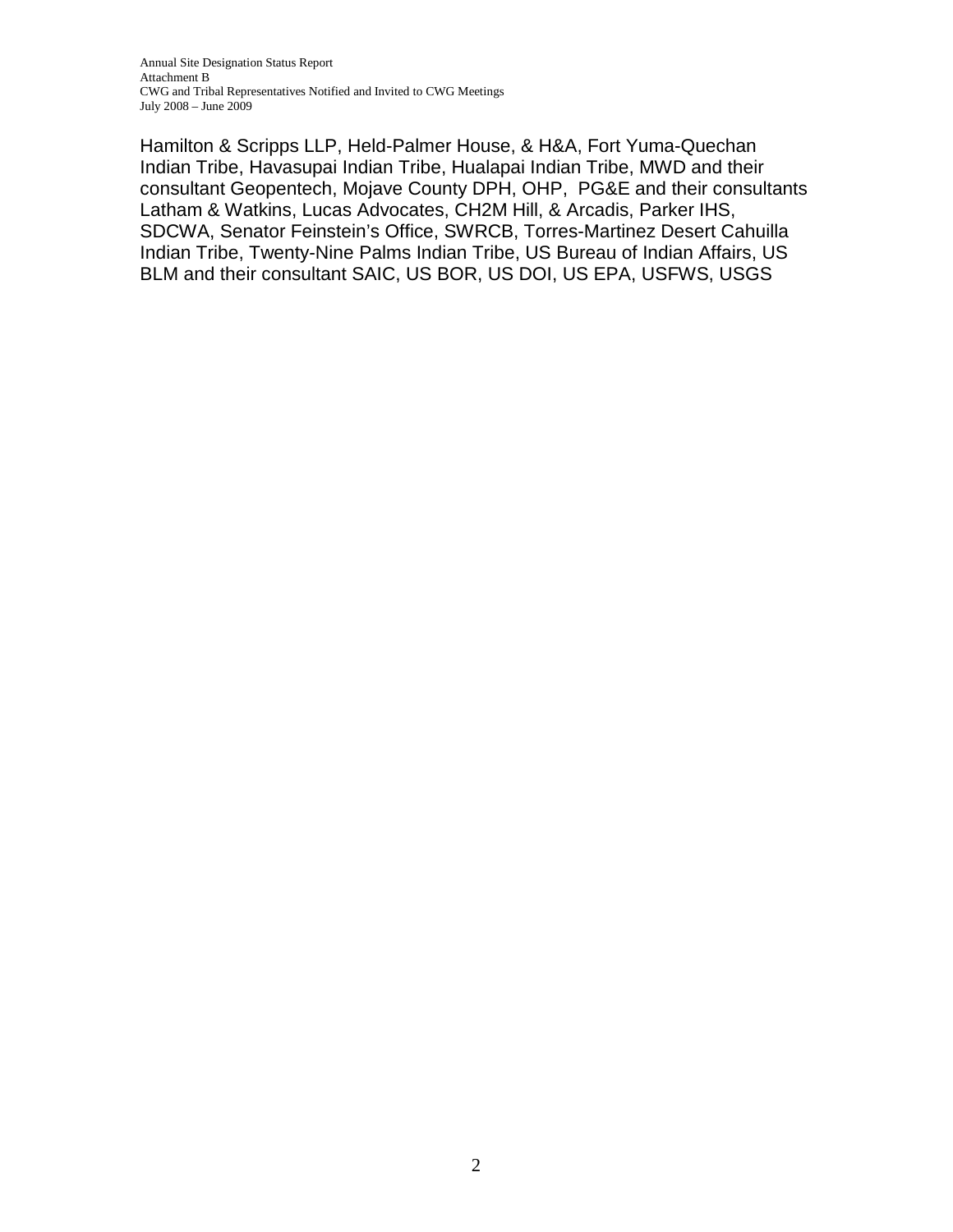Hamilton & Scripps LLP, Held-Palmer House, & H&A, Fort Yuma-Quechan Indian Tribe, Havasupai Indian Tribe, Hualapai Indian Tribe, MWD and their consultant Geopentech, Mojave County DPH, OHP, PG&E and their consultants Latham & Watkins, Lucas Advocates, CH2M Hill, & Arcadis, Parker IHS, SDCWA, Senator Feinstein's Office, SWRCB, Torres-Martinez Desert Cahuilla Indian Tribe, Twenty-Nine Palms Indian Tribe, US Bureau of Indian Affairs, US BLM and their consultant SAIC, US BOR, US DOI, US EPA, USFWS, USGS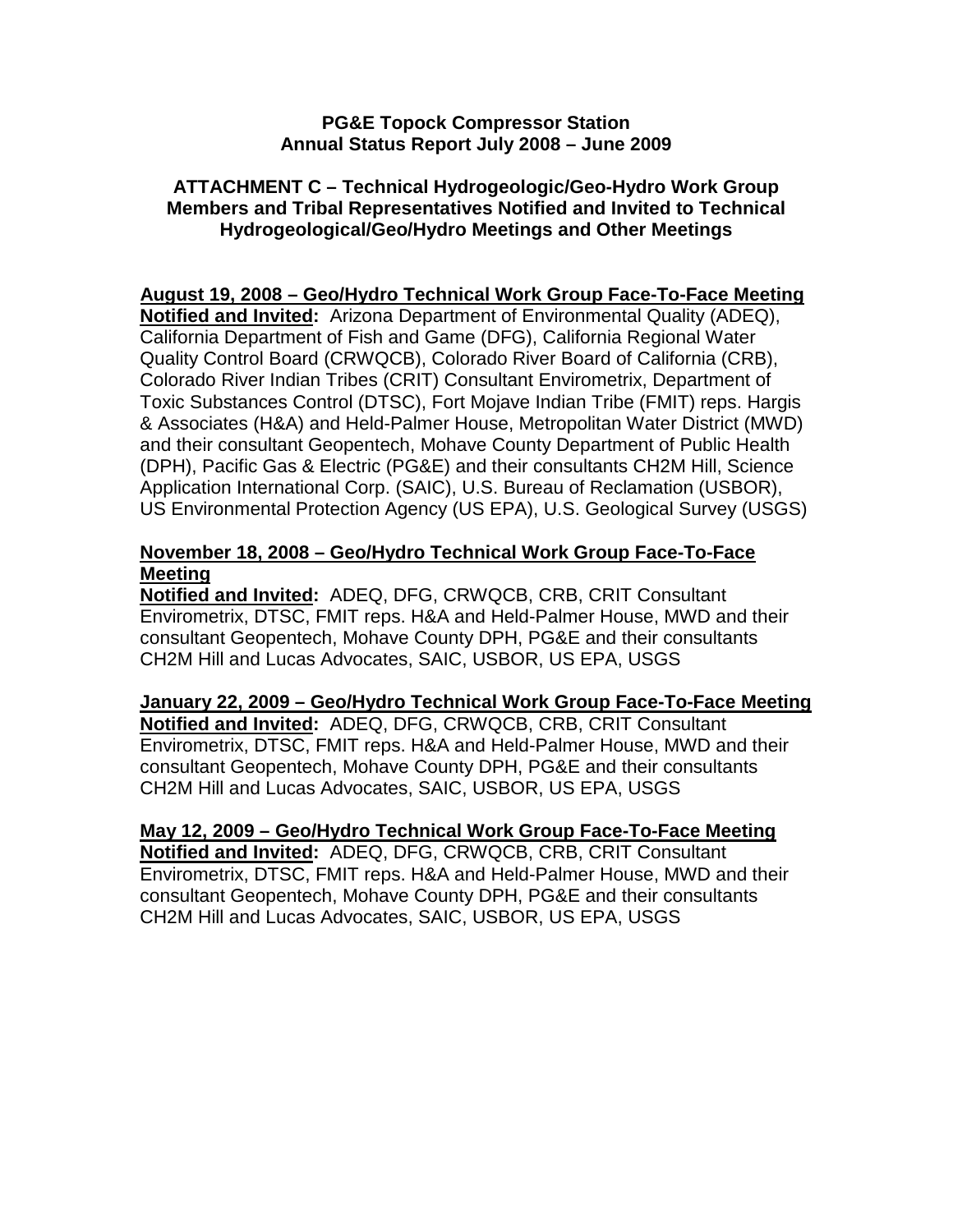**PG&E Topock Compressor Station**
**Annual Status Report July 2008 – June 2009**

**ATTACHMENT C – Technical Hydrogeologic/Geo-Hydro Work Group Members and Tribal Representatives Notified and Invited to Technical Hydrogeological/Geo/Hydro Meetings and Other Meetings**

**August 19, 2008 – Geo/Hydro Technical Work Group Face-To-Face Meeting**
**Notified and Invited:** Arizona Department of Environmental Quality (ADEQ), California Department of Fish and Game (DFG), California Regional Water Quality Control Board (CRWQCB), Colorado River Board of California (CRB), Colorado River Indian Tribes (CRIT) Consultant Envirometrix, Department of Toxic Substances Control (DTSC), Fort Mojave Indian Tribe (FMIT) reps. Hargis & Associates (H&A) and Held-Palmer House, Metropolitan Water District (MWD) and their consultant Geopentech, Mohave County Department of Public Health (DPH), Pacific Gas & Electric (PG&E) and their consultants CH2M Hill, Science Application International Corp. (SAIC), U.S. Bureau of Reclamation (USBOR), US Environmental Protection Agency (US EPA), U.S. Geological Survey (USGS)

**November 18, 2008 – Geo/Hydro Technical Work Group Face-To-Face Meeting**
**Notified and Invited:** ADEQ, DFG, CRWQCB, CRB, CRIT Consultant Envirometrix, DTSC, FMIT reps. H&A and Held-Palmer House, MWD and their consultant Geopentech, Mohave County DPH, PG&E and their consultants CH2M Hill and Lucas Advocates, SAIC, USBOR, US EPA, USGS

**January 22, 2009 – Geo/Hydro Technical Work Group Face-To-Face Meeting**
**Notified and Invited:** ADEQ, DFG, CRWQCB, CRB, CRIT Consultant Envirometrix, DTSC, FMIT reps. H&A and Held-Palmer House, MWD and their consultant Geopentech, Mohave County DPH, PG&E and their consultants CH2M Hill and Lucas Advocates, SAIC, USBOR, US EPA, USGS

**May 12, 2009 – Geo/Hydro Technical Work Group Face-To-Face Meeting**
**Notified and Invited:** ADEQ, DFG, CRWQCB, CRB, CRIT Consultant Envirometrix, DTSC, FMIT reps. H&A and Held-Palmer House, MWD and their consultant Geopentech, Mohave County DPH, PG&E and their consultants CH2M Hill and Lucas Advocates, SAIC, USBOR, US EPA, USGS